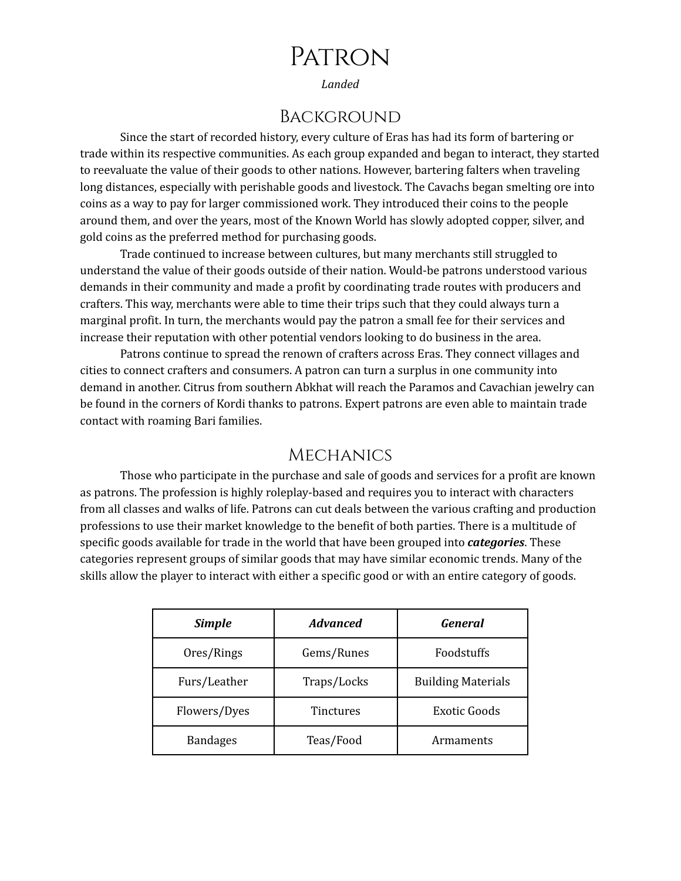# Patron

*Landed*

## Background

Since the start of recorded history, every culture of Eras has had its form of bartering or trade within its respective communities. As each group expanded and began to interact, they started to reevaluate the value of their goods to other nations. However, bartering falters when traveling long distances, especially with perishable goods and livestock. The Cavachs began smelting ore into coins as a way to pay for larger commissioned work. They introduced their coins to the people around them, and over the years, most of the Known World has slowly adopted copper, silver, and gold coins as the preferred method for purchasing goods.

Trade continued to increase between cultures, but many merchants still struggled to understand the value of their goods outside of their nation. Would-be patrons understood various demands in their community and made a profit by coordinating trade routes with producers and crafters. This way, merchants were able to time their trips such that they could always turn a marginal profit. In turn, the merchants would pay the patron a small fee for their services and increase their reputation with other potential vendors looking to do business in the area.

Patrons continue to spread the renown of crafters across Eras. They connect villages and cities to connect crafters and consumers. A patron can turn a surplus in one community into demand in another. Citrus from southern Abkhat will reach the Paramos and Cavachian jewelry can be found in the corners of Kordi thanks to patrons. Expert patrons are even able to maintain trade contact with roaming Bari families.

## Mechanics

Those who participate in the purchase and sale of goods and services for a profit are known as patrons. The profession is highly roleplay-based and requires you to interact with characters from all classes and walks of life. Patrons can cut deals between the various crafting and production professions to use their market knowledge to the benefit of both parties. There is a multitude of specific goods available for trade in the world that have been grouped into ***categories***. These categories represent groups of similar goods that may have similar economic trends. Many of the skills allow the player to interact with either a specific good or with an entire category of goods.

| ***Simple*** | ***Advanced*** | ***General*** |
|---|---|---|
| Ores/Rings | Gems/Runes | Foodstuffs |
| Furs/Leather | Traps/Locks | Building Materials |
| Flowers/Dyes | Tinctures | Exotic Goods |
| Bandages | Teas/Food | Armaments |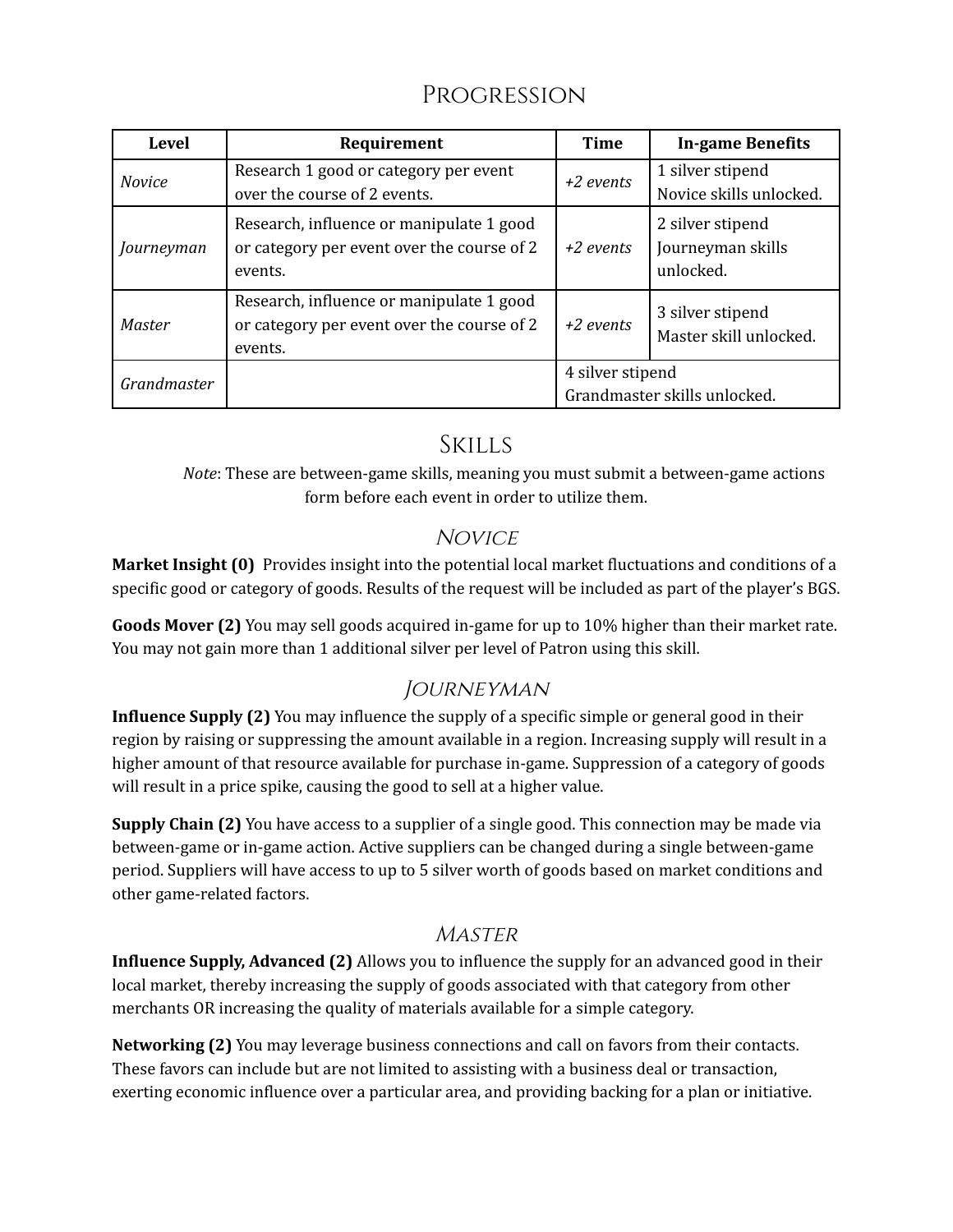# Progression

| Level | Requirement | Time | In-game Benefits |
| --- | --- | --- | --- |
| *Novice* | Research 1 good or category per event over the course of 2 events. | *+2 events* | 1 silver stipend<br>Novice skills unlocked. |
| *Journeyman* | Research, influence or manipulate 1 good or category per event over the course of 2 events. | *+2 events* | 2 silver stipend<br>Journeyman skills unlocked. |
| *Master* | Research, influence or manipulate 1 good or category per event over the course of 2 events. | *+2 events* | 3 silver stipend<br>Master skill unlocked. |
| *Grandmaster* | | 4 silver stipend<br>Grandmaster skills unlocked. | |

# Skills

*Note*: These are between-game skills, meaning you must submit a between-game actions form before each event in order to utilize them.

## *Novice*

**Market Insight (0)** Provides insight into the potential local market fluctuations and conditions of a specific good or category of goods. Results of the request will be included as part of the player's BGS.

**Goods Mover (2)** You may sell goods acquired in-game for up to 10% higher than their market rate. You may not gain more than 1 additional silver per level of Patron using this skill.

## *Journeyman*

**Influence Supply (2)** You may influence the supply of a specific simple or general good in their region by raising or suppressing the amount available in a region. Increasing supply will result in a higher amount of that resource available for purchase in-game. Suppression of a category of goods will result in a price spike, causing the good to sell at a higher value.

**Supply Chain (2)** You have access to a supplier of a single good. This connection may be made via between-game or in-game action. Active suppliers can be changed during a single between-game period. Suppliers will have access to up to 5 silver worth of goods based on market conditions and other game-related factors.

## *Master*

**Influence Supply, Advanced (2)** Allows you to influence the supply for an advanced good in their local market, thereby increasing the supply of goods associated with that category from other merchants OR increasing the quality of materials available for a simple category.

**Networking (2)** You may leverage business connections and call on favors from their contacts. These favors can include but are not limited to assisting with a business deal or transaction, exerting economic influence over a particular area, and providing backing for a plan or initiative.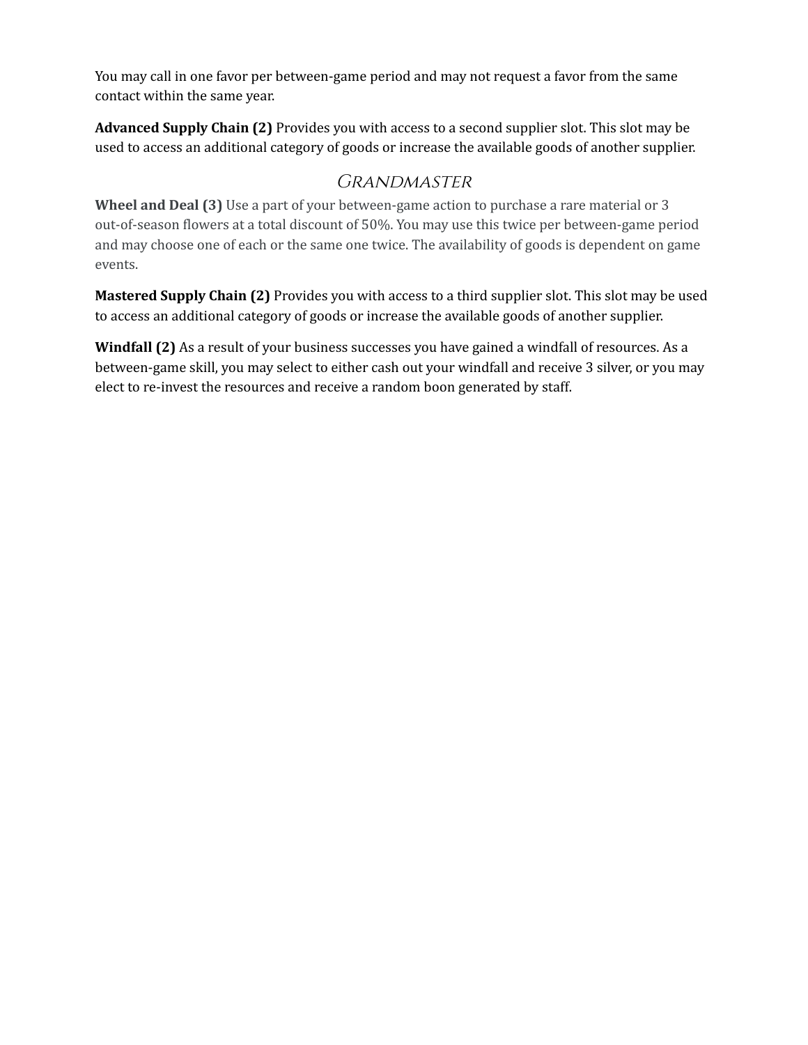You may call in one favor per between-game period and may not request a favor from the same contact within the same year.

**Advanced Supply Chain (2)** Provides you with access to a second supplier slot. This slot may be used to access an additional category of goods or increase the available goods of another supplier.

## Grandmaster

**Wheel and Deal (3)** Use a part of your between-game action to purchase a rare material or 3 out-of-season flowers at a total discount of 50%. You may use this twice per between-game period and may choose one of each or the same one twice. The availability of goods is dependent on game events.

**Mastered Supply Chain (2)** Provides you with access to a third supplier slot. This slot may be used to access an additional category of goods or increase the available goods of another supplier.

**Windfall (2)** As a result of your business successes you have gained a windfall of resources. As a between-game skill, you may select to either cash out your windfall and receive 3 silver, or you may elect to re-invest the resources and receive a random boon generated by staff.